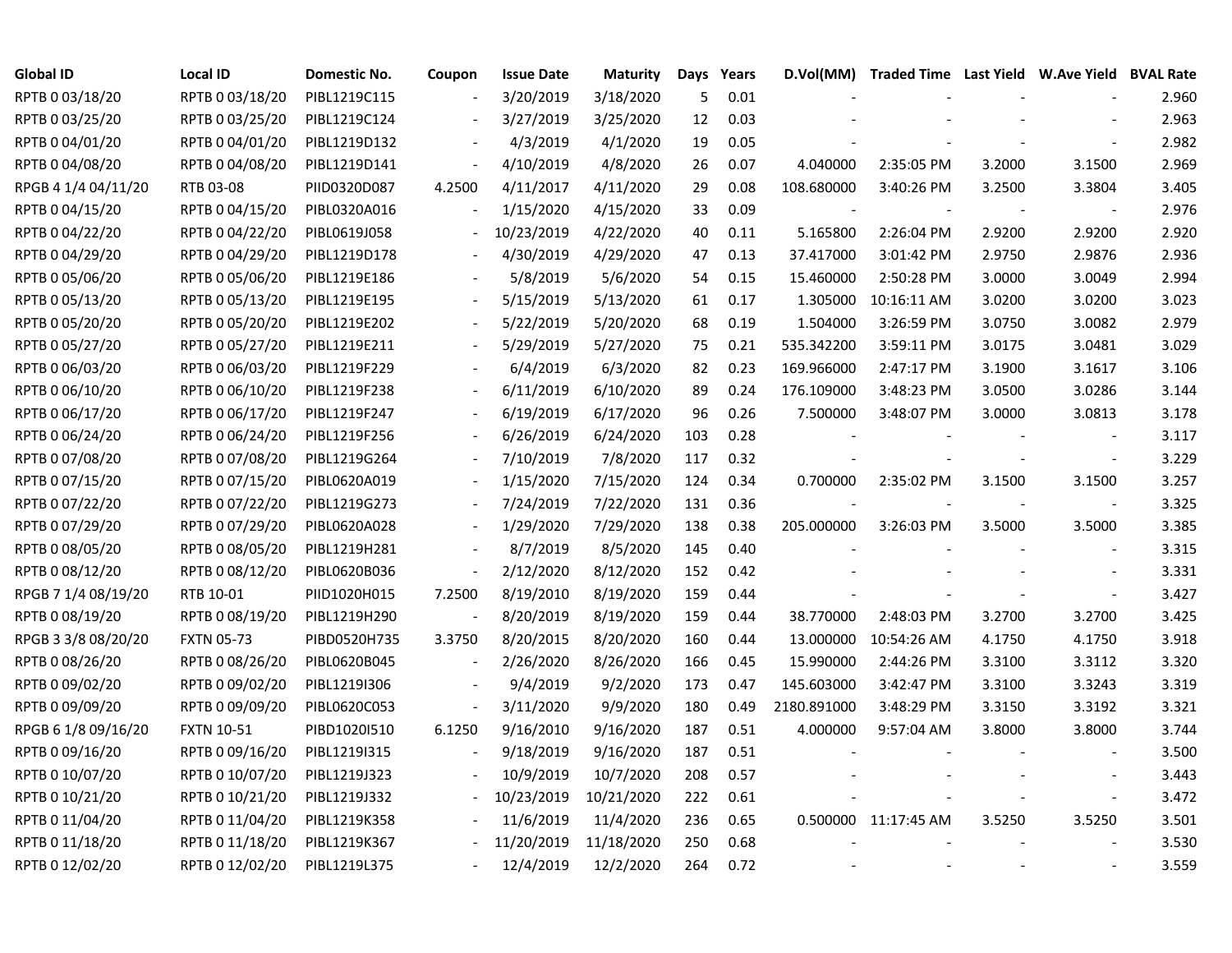| Global ID | Local ID | Domestic No. | Coupon | Issue Date | Maturity | Days | Years | D.Vol(MM) | Traded Time | Last Yield | W.Ave Yield | BVAL Rate |
|---|---|---|---|---|---|---|---|---|---|---|---|---|
| RPTB 0 03/18/20 | RPTB 0 03/18/20 | PIBL1219C115 | - | 3/20/2019 | 3/18/2020 | 5 | 0.01 | - | - | - | - | 2.960 |
| RPTB 0 03/25/20 | RPTB 0 03/25/20 | PIBL1219C124 | - | 3/27/2019 | 3/25/2020 | 12 | 0.03 | - | - | - | - | 2.963 |
| RPTB 0 04/01/20 | RPTB 0 04/01/20 | PIBL1219D132 | - | 4/3/2019 | 4/1/2020 | 19 | 0.05 | - | - | - | - | 2.982 |
| RPTB 0 04/08/20 | RPTB 0 04/08/20 | PIBL1219D141 | - | 4/10/2019 | 4/8/2020 | 26 | 0.07 | 4.040000 | 2:35:05 PM | 3.2000 | 3.1500 | 2.969 |
| RPGB 4 1/4 04/11/20 | RTB 03-08 | PIID0320D087 | 4.2500 | 4/11/2017 | 4/11/2020 | 29 | 0.08 | 108.680000 | 3:40:26 PM | 3.2500 | 3.3804 | 3.405 |
| RPTB 0 04/15/20 | RPTB 0 04/15/20 | PIBL0320A016 | - | 1/15/2020 | 4/15/2020 | 33 | 0.09 | - | - | - | - | 2.976 |
| RPTB 0 04/22/20 | RPTB 0 04/22/20 | PIBL0619J058 | - | 10/23/2019 | 4/22/2020 | 40 | 0.11 | 5.165800 | 2:26:04 PM | 2.9200 | 2.9200 | 2.920 |
| RPTB 0 04/29/20 | RPTB 0 04/29/20 | PIBL1219D178 | - | 4/30/2019 | 4/29/2020 | 47 | 0.13 | 37.417000 | 3:01:42 PM | 2.9750 | 2.9876 | 2.936 |
| RPTB 0 05/06/20 | RPTB 0 05/06/20 | PIBL1219E186 | - | 5/8/2019 | 5/6/2020 | 54 | 0.15 | 15.460000 | 2:50:28 PM | 3.0000 | 3.0049 | 2.994 |
| RPTB 0 05/13/20 | RPTB 0 05/13/20 | PIBL1219E195 | - | 5/15/2019 | 5/13/2020 | 61 | 0.17 | 1.305000 | 10:16:11 AM | 3.0200 | 3.0200 | 3.023 |
| RPTB 0 05/20/20 | RPTB 0 05/20/20 | PIBL1219E202 | - | 5/22/2019 | 5/20/2020 | 68 | 0.19 | 1.504000 | 3:26:59 PM | 3.0750 | 3.0082 | 2.979 |
| RPTB 0 05/27/20 | RPTB 0 05/27/20 | PIBL1219E211 | - | 5/29/2019 | 5/27/2020 | 75 | 0.21 | 535.342200 | 3:59:11 PM | 3.0175 | 3.0481 | 3.029 |
| RPTB 0 06/03/20 | RPTB 0 06/03/20 | PIBL1219F229 | - | 6/4/2019 | 6/3/2020 | 82 | 0.23 | 169.966000 | 2:47:17 PM | 3.1900 | 3.1617 | 3.106 |
| RPTB 0 06/10/20 | RPTB 0 06/10/20 | PIBL1219F238 | - | 6/11/2019 | 6/10/2020 | 89 | 0.24 | 176.109000 | 3:48:23 PM | 3.0500 | 3.0286 | 3.144 |
| RPTB 0 06/17/20 | RPTB 0 06/17/20 | PIBL1219F247 | - | 6/19/2019 | 6/17/2020 | 96 | 0.26 | 7.500000 | 3:48:07 PM | 3.0000 | 3.0813 | 3.178 |
| RPTB 0 06/24/20 | RPTB 0 06/24/20 | PIBL1219F256 | - | 6/26/2019 | 6/24/2020 | 103 | 0.28 | - | - | - | - | 3.117 |
| RPTB 0 07/08/20 | RPTB 0 07/08/20 | PIBL1219G264 | - | 7/10/2019 | 7/8/2020 | 117 | 0.32 | - | - | - | - | 3.229 |
| RPTB 0 07/15/20 | RPTB 0 07/15/20 | PIBL0620A019 | - | 1/15/2020 | 7/15/2020 | 124 | 0.34 | 0.700000 | 2:35:02 PM | 3.1500 | 3.1500 | 3.257 |
| RPTB 0 07/22/20 | RPTB 0 07/22/20 | PIBL1219G273 | - | 7/24/2019 | 7/22/2020 | 131 | 0.36 | - | - | - | - | 3.325 |
| RPTB 0 07/29/20 | RPTB 0 07/29/20 | PIBL0620A028 | - | 1/29/2020 | 7/29/2020 | 138 | 0.38 | 205.000000 | 3:26:03 PM | 3.5000 | 3.5000 | 3.385 |
| RPTB 0 08/05/20 | RPTB 0 08/05/20 | PIBL1219H281 | - | 8/7/2019 | 8/5/2020 | 145 | 0.40 | - | - | - | - | 3.315 |
| RPTB 0 08/12/20 | RPTB 0 08/12/20 | PIBL0620B036 | - | 2/12/2020 | 8/12/2020 | 152 | 0.42 | - | - | - | - | 3.331 |
| RPGB 7 1/4 08/19/20 | RTB 10-01 | PIID1020H015 | 7.2500 | 8/19/2010 | 8/19/2020 | 159 | 0.44 | - | - | - | - | 3.427 |
| RPTB 0 08/19/20 | RPTB 0 08/19/20 | PIBL1219H290 | - | 8/20/2019 | 8/19/2020 | 159 | 0.44 | 38.770000 | 2:48:03 PM | 3.2700 | 3.2700 | 3.425 |
| RPGB 3 3/8 08/20/20 | FXTN 05-73 | PIBD0520H735 | 3.3750 | 8/20/2015 | 8/20/2020 | 160 | 0.44 | 13.000000 | 10:54:26 AM | 4.1750 | 4.1750 | 3.918 |
| RPTB 0 08/26/20 | RPTB 0 08/26/20 | PIBL0620B045 | - | 2/26/2020 | 8/26/2020 | 166 | 0.45 | 15.990000 | 2:44:26 PM | 3.3100 | 3.3112 | 3.320 |
| RPTB 0 09/02/20 | RPTB 0 09/02/20 | PIBL1219I306 | - | 9/4/2019 | 9/2/2020 | 173 | 0.47 | 145.603000 | 3:42:47 PM | 3.3100 | 3.3243 | 3.319 |
| RPTB 0 09/09/20 | RPTB 0 09/09/20 | PIBL0620C053 | - | 3/11/2020 | 9/9/2020 | 180 | 0.49 | 2180.891000 | 3:48:29 PM | 3.3150 | 3.3192 | 3.321 |
| RPGB 6 1/8 09/16/20 | FXTN 10-51 | PIBD1020I510 | 6.1250 | 9/16/2010 | 9/16/2020 | 187 | 0.51 | 4.000000 | 9:57:04 AM | 3.8000 | 3.8000 | 3.744 |
| RPTB 0 09/16/20 | RPTB 0 09/16/20 | PIBL1219I315 | - | 9/18/2019 | 9/16/2020 | 187 | 0.51 | - | - | - | - | 3.500 |
| RPTB 0 10/07/20 | RPTB 0 10/07/20 | PIBL1219J323 | - | 10/9/2019 | 10/7/2020 | 208 | 0.57 | - | - | - | - | 3.443 |
| RPTB 0 10/21/20 | RPTB 0 10/21/20 | PIBL1219J332 | - | 10/23/2019 | 10/21/2020 | 222 | 0.61 | - | - | - | - | 3.472 |
| RPTB 0 11/04/20 | RPTB 0 11/04/20 | PIBL1219K358 | - | 11/6/2019 | 11/4/2020 | 236 | 0.65 | 0.500000 | 11:17:45 AM | 3.5250 | 3.5250 | 3.501 |
| RPTB 0 11/18/20 | RPTB 0 11/18/20 | PIBL1219K367 | - | 11/20/2019 | 11/18/2020 | 250 | 0.68 | - | - | - | - | 3.530 |
| RPTB 0 12/02/20 | RPTB 0 12/02/20 | PIBL1219L375 | - | 12/4/2019 | 12/2/2020 | 264 | 0.72 | - | - | - | - | 3.559 |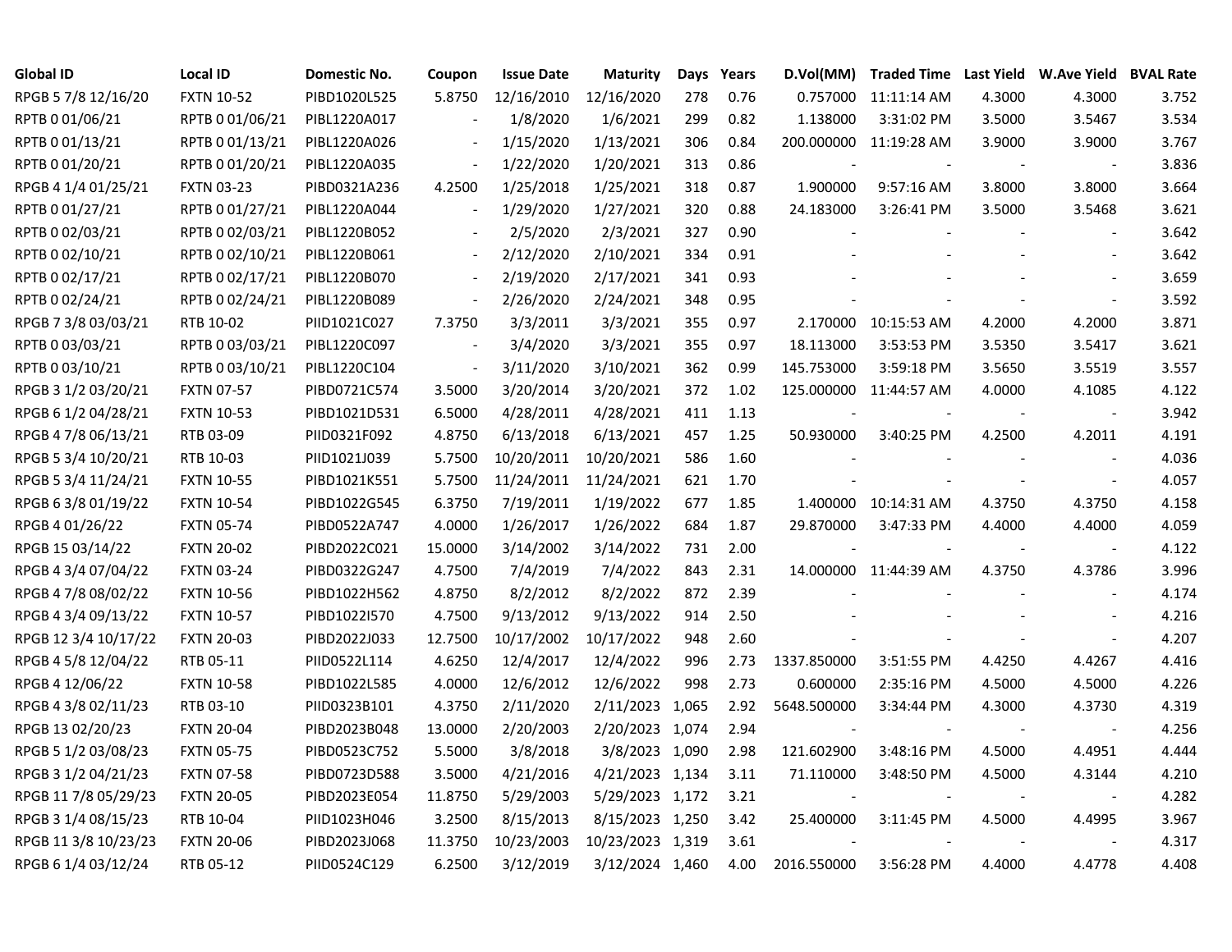| Global ID | Local ID | Domestic No. | Coupon | Issue Date | Maturity | Days | Years | D.Vol(MM) | Traded Time | Last Yield | W.Ave Yield | BVAL Rate |
|---|---|---|---|---|---|---|---|---|---|---|---|---|
| RPGB 5 7/8 12/16/20 | FXTN 10-52 | PIBD1020L525 | 5.8750 | 12/16/2010 | 12/16/2020 | 278 | 0.76 | 0.757000 | 11:11:14 AM | 4.3000 | 4.3000 | 3.752 |
| RPTB 0 01/06/21 | RPTB 0 01/06/21 | PIBL1220A017 | - | 1/8/2020 | 1/6/2021 | 299 | 0.82 | 1.138000 | 3:31:02 PM | 3.5000 | 3.5467 | 3.534 |
| RPTB 0 01/13/21 | RPTB 0 01/13/21 | PIBL1220A026 | - | 1/15/2020 | 1/13/2021 | 306 | 0.84 | 200.000000 | 11:19:28 AM | 3.9000 | 3.9000 | 3.767 |
| RPTB 0 01/20/21 | RPTB 0 01/20/21 | PIBL1220A035 | - | 1/22/2020 | 1/20/2021 | 313 | 0.86 | - | - | - | - | 3.836 |
| RPGB 4 1/4 01/25/21 | FXTN 03-23 | PIBD0321A236 | 4.2500 | 1/25/2018 | 1/25/2021 | 318 | 0.87 | 1.900000 | 9:57:16 AM | 3.8000 | 3.8000 | 3.664 |
| RPTB 0 01/27/21 | RPTB 0 01/27/21 | PIBL1220A044 | - | 1/29/2020 | 1/27/2021 | 320 | 0.88 | 24.183000 | 3:26:41 PM | 3.5000 | 3.5468 | 3.621 |
| RPTB 0 02/03/21 | RPTB 0 02/03/21 | PIBL1220B052 | - | 2/5/2020 | 2/3/2021 | 327 | 0.90 | - | - | - | - | 3.642 |
| RPTB 0 02/10/21 | RPTB 0 02/10/21 | PIBL1220B061 | - | 2/12/2020 | 2/10/2021 | 334 | 0.91 | - | - | - | - | 3.642 |
| RPTB 0 02/17/21 | RPTB 0 02/17/21 | PIBL1220B070 | - | 2/19/2020 | 2/17/2021 | 341 | 0.93 | - | - | - | - | 3.659 |
| RPTB 0 02/24/21 | RPTB 0 02/24/21 | PIBL1220B089 | - | 2/26/2020 | 2/24/2021 | 348 | 0.95 | - | - | - | - | 3.592 |
| RPGB 7 3/8 03/03/21 | RTB 10-02 | PIID1021C027 | 7.3750 | 3/3/2011 | 3/3/2021 | 355 | 0.97 | 2.170000 | 10:15:53 AM | 4.2000 | 4.2000 | 3.871 |
| RPTB 0 03/03/21 | RPTB 0 03/03/21 | PIBL1220C097 | - | 3/4/2020 | 3/3/2021 | 355 | 0.97 | 18.113000 | 3:53:53 PM | 3.5350 | 3.5417 | 3.621 |
| RPTB 0 03/10/21 | RPTB 0 03/10/21 | PIBL1220C104 | - | 3/11/2020 | 3/10/2021 | 362 | 0.99 | 145.753000 | 3:59:18 PM | 3.5650 | 3.5519 | 3.557 |
| RPGB 3 1/2 03/20/21 | FXTN 07-57 | PIBD0721C574 | 3.5000 | 3/20/2014 | 3/20/2021 | 372 | 1.02 | 125.000000 | 11:44:57 AM | 4.0000 | 4.1085 | 4.122 |
| RPGB 6 1/2 04/28/21 | FXTN 10-53 | PIBD1021D531 | 6.5000 | 4/28/2011 | 4/28/2021 | 411 | 1.13 | - | - | - | - | 3.942 |
| RPGB 4 7/8 06/13/21 | RTB 03-09 | PIID0321F092 | 4.8750 | 6/13/2018 | 6/13/2021 | 457 | 1.25 | 50.930000 | 3:40:25 PM | 4.2500 | 4.2011 | 4.191 |
| RPGB 5 3/4 10/20/21 | RTB 10-03 | PIID1021J039 | 5.7500 | 10/20/2011 | 10/20/2021 | 586 | 1.60 | - | - | - | - | 4.036 |
| RPGB 5 3/4 11/24/21 | FXTN 10-55 | PIBD1021K551 | 5.7500 | 11/24/2011 | 11/24/2021 | 621 | 1.70 | - | - | - | - | 4.057 |
| RPGB 6 3/8 01/19/22 | FXTN 10-54 | PIBD1022G545 | 6.3750 | 7/19/2011 | 1/19/2022 | 677 | 1.85 | 1.400000 | 10:14:31 AM | 4.3750 | 4.3750 | 4.158 |
| RPGB 4 01/26/22 | FXTN 05-74 | PIBD0522A747 | 4.0000 | 1/26/2017 | 1/26/2022 | 684 | 1.87 | 29.870000 | 3:47:33 PM | 4.4000 | 4.4000 | 4.059 |
| RPGB 15 03/14/22 | FXTN 20-02 | PIBD2022C021 | 15.0000 | 3/14/2002 | 3/14/2022 | 731 | 2.00 | - | - | - | - | 4.122 |
| RPGB 4 3/4 07/04/22 | FXTN 03-24 | PIBD0322G247 | 4.7500 | 7/4/2019 | 7/4/2022 | 843 | 2.31 | 14.000000 | 11:44:39 AM | 4.3750 | 4.3786 | 3.996 |
| RPGB 4 7/8 08/02/22 | FXTN 10-56 | PIBD1022H562 | 4.8750 | 8/2/2012 | 8/2/2022 | 872 | 2.39 | - | - | - | - | 4.174 |
| RPGB 4 3/4 09/13/22 | FXTN 10-57 | PIBD1022I570 | 4.7500 | 9/13/2012 | 9/13/2022 | 914 | 2.50 | - | - | - | - | 4.216 |
| RPGB 12 3/4 10/17/22 | FXTN 20-03 | PIBD2022J033 | 12.7500 | 10/17/2002 | 10/17/2022 | 948 | 2.60 | - | - | - | - | 4.207 |
| RPGB 4 5/8 12/04/22 | RTB 05-11 | PIID0522L114 | 4.6250 | 12/4/2017 | 12/4/2022 | 996 | 2.73 | 1337.850000 | 3:51:55 PM | 4.4250 | 4.4267 | 4.416 |
| RPGB 4 12/06/22 | FXTN 10-58 | PIBD1022L585 | 4.0000 | 12/6/2012 | 12/6/2022 | 998 | 2.73 | 0.600000 | 2:35:16 PM | 4.5000 | 4.5000 | 4.226 |
| RPGB 4 3/8 02/11/23 | RTB 03-10 | PIID0323B101 | 4.3750 | 2/11/2020 | 2/11/2023 | 1,065 | 2.92 | 5648.500000 | 3:34:44 PM | 4.3000 | 4.3730 | 4.319 |
| RPGB 13 02/20/23 | FXTN 20-04 | PIBD2023B048 | 13.0000 | 2/20/2003 | 2/20/2023 | 1,074 | 2.94 | - | - | - | - | 4.256 |
| RPGB 5 1/2 03/08/23 | FXTN 05-75 | PIBD0523C752 | 5.5000 | 3/8/2018 | 3/8/2023 | 1,090 | 2.98 | 121.602900 | 3:48:16 PM | 4.5000 | 4.4951 | 4.444 |
| RPGB 3 1/2 04/21/23 | FXTN 07-58 | PIBD0723D588 | 3.5000 | 4/21/2016 | 4/21/2023 | 1,134 | 3.11 | 71.110000 | 3:48:50 PM | 4.5000 | 4.3144 | 4.210 |
| RPGB 11 7/8 05/29/23 | FXTN 20-05 | PIBD2023E054 | 11.8750 | 5/29/2003 | 5/29/2023 | 1,172 | 3.21 | - | - | - | - | 4.282 |
| RPGB 3 1/4 08/15/23 | RTB 10-04 | PIID1023H046 | 3.2500 | 8/15/2013 | 8/15/2023 | 1,250 | 3.42 | 25.400000 | 3:11:45 PM | 4.5000 | 4.4995 | 3.967 |
| RPGB 11 3/8 10/23/23 | FXTN 20-06 | PIBD2023J068 | 11.3750 | 10/23/2003 | 10/23/2023 | 1,319 | 3.61 | - | - | - | - | 4.317 |
| RPGB 6 1/4 03/12/24 | RTB 05-12 | PIID0524C129 | 6.2500 | 3/12/2019 | 3/12/2024 | 1,460 | 4.00 | 2016.550000 | 3:56:28 PM | 4.4000 | 4.4778 | 4.408 |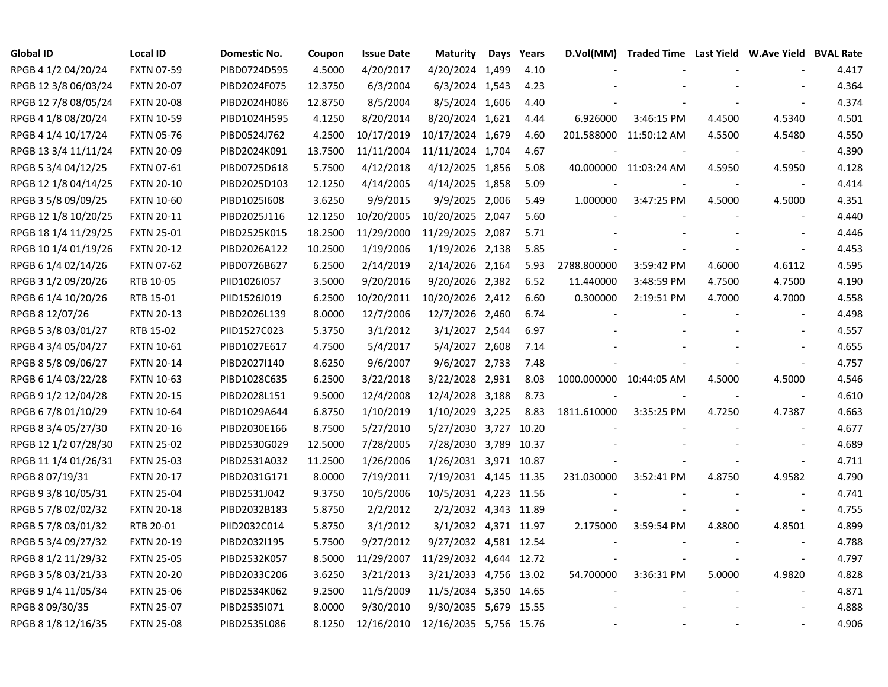| Global ID | Local ID | Domestic No. | Coupon | Issue Date | Maturity | Days | Years | D.Vol(MM) | Traded Time | Last Yield | W.Ave Yield | BVAL Rate |
|---|---|---|---|---|---|---|---|---|---|---|---|---|
| RPGB 4 1/2 04/20/24 | FXTN 07-59 | PIBD0724D595 | 4.5000 | 4/20/2017 | 4/20/2024 | 1,499 | 4.10 | - | - | - | - | 4.417 |
| RPGB 12 3/8 06/03/24 | FXTN 20-07 | PIBD2024F075 | 12.3750 | 6/3/2004 | 6/3/2024 | 1,543 | 4.23 | - | - | - | - | 4.364 |
| RPGB 12 7/8 08/05/24 | FXTN 20-08 | PIBD2024H086 | 12.8750 | 8/5/2004 | 8/5/2024 | 1,606 | 4.40 | - | - | - | - | 4.374 |
| RPGB 4 1/8 08/20/24 | FXTN 10-59 | PIBD1024H595 | 4.1250 | 8/20/2014 | 8/20/2024 | 1,621 | 4.44 | 6.926000 | 3:46:15 PM | 4.4500 | 4.5340 | 4.501 |
| RPGB 4 1/4 10/17/24 | FXTN 05-76 | PIBD0524J762 | 4.2500 | 10/17/2019 | 10/17/2024 | 1,679 | 4.60 | 201.588000 | 11:50:12 AM | 4.5500 | 4.5480 | 4.550 |
| RPGB 13 3/4 11/11/24 | FXTN 20-09 | PIBD2024K091 | 13.7500 | 11/11/2004 | 11/11/2024 | 1,704 | 4.67 | - | - | - | - | 4.390 |
| RPGB 5 3/4 04/12/25 | FXTN 07-61 | PIBD0725D618 | 5.7500 | 4/12/2018 | 4/12/2025 | 1,856 | 5.08 | 40.000000 | 11:03:24 AM | 4.5950 | 4.5950 | 4.128 |
| RPGB 12 1/8 04/14/25 | FXTN 20-10 | PIBD2025D103 | 12.1250 | 4/14/2005 | 4/14/2025 | 1,858 | 5.09 | - | - | - | - | 4.414 |
| RPGB 3 5/8 09/09/25 | FXTN 10-60 | PIBD1025I608 | 3.6250 | 9/9/2015 | 9/9/2025 | 2,006 | 5.49 | 1.000000 | 3:47:25 PM | 4.5000 | 4.5000 | 4.351 |
| RPGB 12 1/8 10/20/25 | FXTN 20-11 | PIBD2025J116 | 12.1250 | 10/20/2005 | 10/20/2025 | 2,047 | 5.60 | - | - | - | - | 4.440 |
| RPGB 18 1/4 11/29/25 | FXTN 25-01 | PIBD2525K015 | 18.2500 | 11/29/2000 | 11/29/2025 | 2,087 | 5.71 | - | - | - | - | 4.446 |
| RPGB 10 1/4 01/19/26 | FXTN 20-12 | PIBD2026A122 | 10.2500 | 1/19/2006 | 1/19/2026 | 2,138 | 5.85 | - | - | - | - | 4.453 |
| RPGB 6 1/4 02/14/26 | FXTN 07-62 | PIBD0726B627 | 6.2500 | 2/14/2019 | 2/14/2026 | 2,164 | 5.93 | 2788.800000 | 3:59:42 PM | 4.6000 | 4.6112 | 4.595 |
| RPGB 3 1/2 09/20/26 | RTB 10-05 | PIID1026I057 | 3.5000 | 9/20/2016 | 9/20/2026 | 2,382 | 6.52 | 11.440000 | 3:48:59 PM | 4.7500 | 4.7500 | 4.190 |
| RPGB 6 1/4 10/20/26 | RTB 15-01 | PIID1526J019 | 6.2500 | 10/20/2011 | 10/20/2026 | 2,412 | 6.60 | 0.300000 | 2:19:51 PM | 4.7000 | 4.7000 | 4.558 |
| RPGB 8 12/07/26 | FXTN 20-13 | PIBD2026L139 | 8.0000 | 12/7/2006 | 12/7/2026 | 2,460 | 6.74 | - | - | - | - | 4.498 |
| RPGB 5 3/8 03/01/27 | RTB 15-02 | PIID1527C023 | 5.3750 | 3/1/2012 | 3/1/2027 | 2,544 | 6.97 | - | - | - | - | 4.557 |
| RPGB 4 3/4 05/04/27 | FXTN 10-61 | PIBD1027E617 | 4.7500 | 5/4/2017 | 5/4/2027 | 2,608 | 7.14 | - | - | - | - | 4.655 |
| RPGB 8 5/8 09/06/27 | FXTN 20-14 | PIBD2027I140 | 8.6250 | 9/6/2007 | 9/6/2027 | 2,733 | 7.48 | - | - | - | - | 4.757 |
| RPGB 6 1/4 03/22/28 | FXTN 10-63 | PIBD1028C635 | 6.2500 | 3/22/2018 | 3/22/2028 | 2,931 | 8.03 | 1000.000000 | 10:44:05 AM | 4.5000 | 4.5000 | 4.546 |
| RPGB 9 1/2 12/04/28 | FXTN 20-15 | PIBD2028L151 | 9.5000 | 12/4/2008 | 12/4/2028 | 3,188 | 8.73 | - | - | - | - | 4.610 |
| RPGB 6 7/8 01/10/29 | FXTN 10-64 | PIBD1029A644 | 6.8750 | 1/10/2019 | 1/10/2029 | 3,225 | 8.83 | 1811.610000 | 3:35:25 PM | 4.7250 | 4.7387 | 4.663 |
| RPGB 8 3/4 05/27/30 | FXTN 20-16 | PIBD2030E166 | 8.7500 | 5/27/2010 | 5/27/2030 | 3,727 | 10.20 | - | - | - | - | 4.677 |
| RPGB 12 1/2 07/28/30 | FXTN 25-02 | PIBD2530G029 | 12.5000 | 7/28/2005 | 7/28/2030 | 3,789 | 10.37 | - | - | - | - | 4.689 |
| RPGB 11 1/4 01/26/31 | FXTN 25-03 | PIBD2531A032 | 11.2500 | 1/26/2006 | 1/26/2031 | 3,971 | 10.87 | - | - | - | - | 4.711 |
| RPGB 8 07/19/31 | FXTN 20-17 | PIBD2031G171 | 8.0000 | 7/19/2011 | 7/19/2031 | 4,145 | 11.35 | 231.030000 | 3:52:41 PM | 4.8750 | 4.9582 | 4.790 |
| RPGB 9 3/8 10/05/31 | FXTN 25-04 | PIBD2531J042 | 9.3750 | 10/5/2006 | 10/5/2031 | 4,223 | 11.56 | - | - | - | - | 4.741 |
| RPGB 5 7/8 02/02/32 | FXTN 20-18 | PIBD2032B183 | 5.8750 | 2/2/2012 | 2/2/2032 | 4,343 | 11.89 | - | - | - | - | 4.755 |
| RPGB 5 7/8 03/01/32 | RTB 20-01 | PIID2032C014 | 5.8750 | 3/1/2012 | 3/1/2032 | 4,371 | 11.97 | 2.175000 | 3:59:54 PM | 4.8800 | 4.8501 | 4.899 |
| RPGB 5 3/4 09/27/32 | FXTN 20-19 | PIBD2032I195 | 5.7500 | 9/27/2012 | 9/27/2032 | 4,581 | 12.54 | - | - | - | - | 4.788 |
| RPGB 8 1/2 11/29/32 | FXTN 25-05 | PIBD2532K057 | 8.5000 | 11/29/2007 | 11/29/2032 | 4,644 | 12.72 | - | - | - | - | 4.797 |
| RPGB 3 5/8 03/21/33 | FXTN 20-20 | PIBD2033C206 | 3.6250 | 3/21/2013 | 3/21/2033 | 4,756 | 13.02 | 54.700000 | 3:36:31 PM | 5.0000 | 4.9820 | 4.828 |
| RPGB 9 1/4 11/05/34 | FXTN 25-06 | PIBD2534K062 | 9.2500 | 11/5/2009 | 11/5/2034 | 5,350 | 14.65 | - | - | - | - | 4.871 |
| RPGB 8 09/30/35 | FXTN 25-07 | PIBD2535I071 | 8.0000 | 9/30/2010 | 9/30/2035 | 5,679 | 15.55 | - | - | - | - | 4.888 |
| RPGB 8 1/8 12/16/35 | FXTN 25-08 | PIBD2535L086 | 8.1250 | 12/16/2010 | 12/16/2035 | 5,756 | 15.76 | - | - | - | - | 4.906 |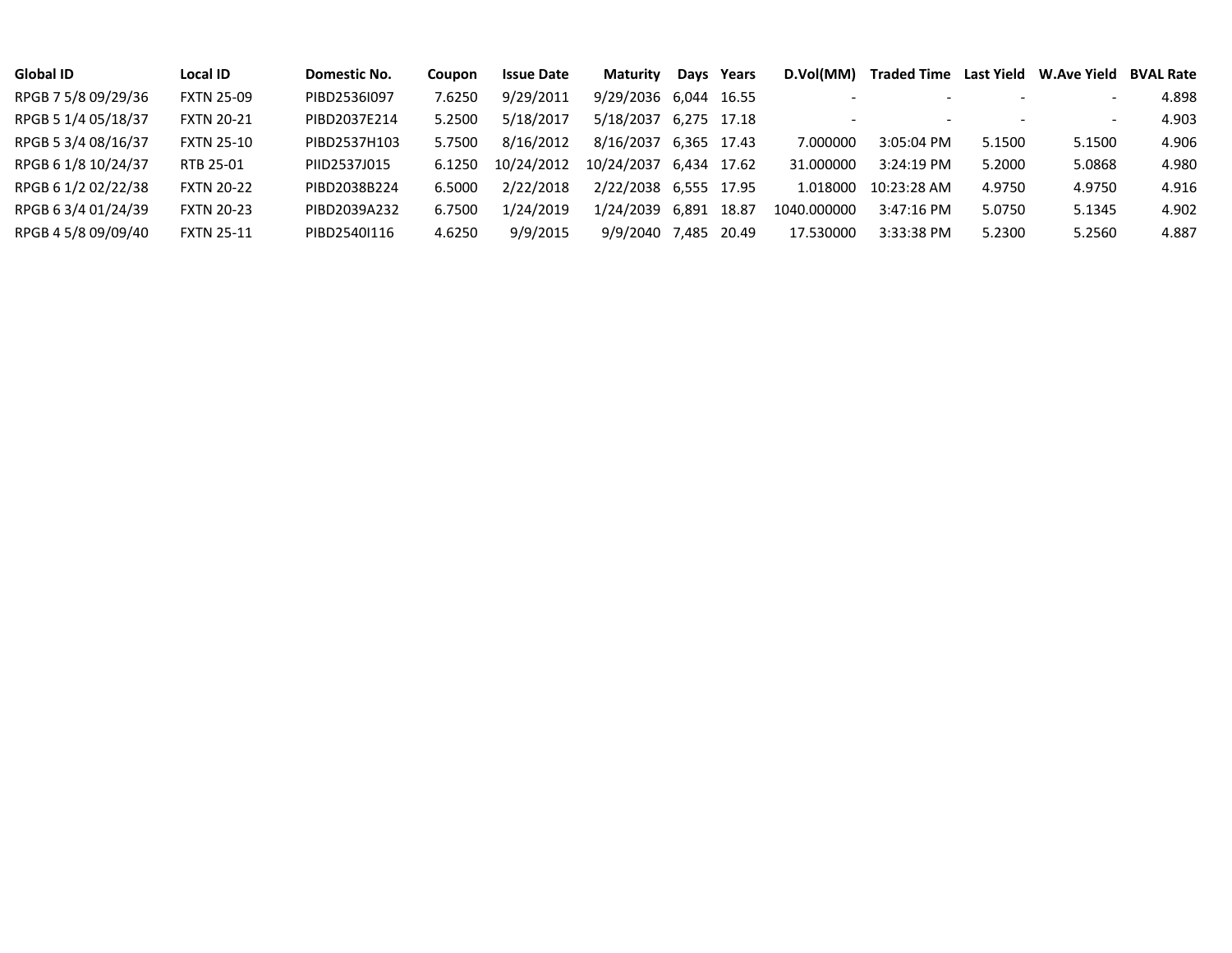| Global ID | Local ID | Domestic No. | Coupon | Issue Date | Maturity | Days | Years | D.Vol(MM) | Traded Time | Last Yield | W.Ave Yield | BVAL Rate |
|---|---|---|---|---|---|---|---|---|---|---|---|---|
| RPGB 7 5/8 09/29/36 | FXTN 25-09 | PIBD2536I097 | 7.6250 | 9/29/2011 | 9/29/2036 | 6,044 | 16.55 | - | - | - | - | 4.898 |
| RPGB 5 1/4 05/18/37 | FXTN 20-21 | PIBD2037E214 | 5.2500 | 5/18/2017 | 5/18/2037 | 6,275 | 17.18 | - | - | - | - | 4.903 |
| RPGB 5 3/4 08/16/37 | FXTN 25-10 | PIBD2537H103 | 5.7500 | 8/16/2012 | 8/16/2037 | 6,365 | 17.43 | 7.000000 | 3:05:04 PM | 5.1500 | 5.1500 | 4.906 |
| RPGB 6 1/8 10/24/37 | RTB 25-01 | PIID2537J015 | 6.1250 | 10/24/2012 | 10/24/2037 | 6,434 | 17.62 | 31.000000 | 3:24:19 PM | 5.2000 | 5.0868 | 4.980 |
| RPGB 6 1/2 02/22/38 | FXTN 20-22 | PIBD2038B224 | 6.5000 | 2/22/2018 | 2/22/2038 | 6,555 | 17.95 | 1.018000 | 10:23:28 AM | 4.9750 | 4.9750 | 4.916 |
| RPGB 6 3/4 01/24/39 | FXTN 20-23 | PIBD2039A232 | 6.7500 | 1/24/2019 | 1/24/2039 | 6,891 | 18.87 | 1040.000000 | 3:47:16 PM | 5.0750 | 5.1345 | 4.902 |
| RPGB 4 5/8 09/09/40 | FXTN 25-11 | PIBD2540I116 | 4.6250 | 9/9/2015 | 9/9/2040 | 7,485 | 20.49 | 17.530000 | 3:33:38 PM | 5.2300 | 5.2560 | 4.887 |